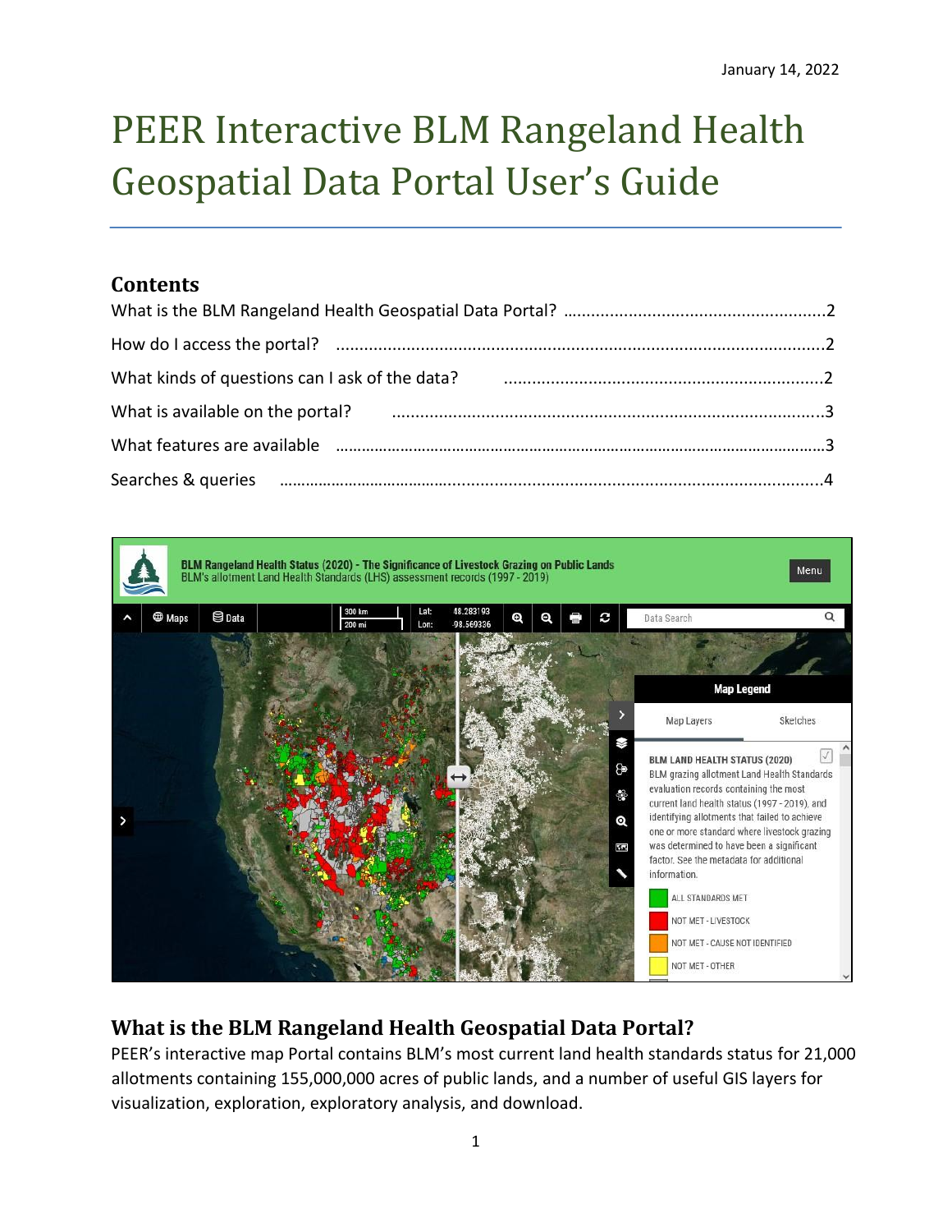January 14, 2022

# PEER Interactive BLM Rangeland Health Geospatial Data Portal User's Guide

## Contents

What is the BLM Rangeland Health Geospatial Data Portal? ........................................................2

How do I access the portal? ........................................................................................................2

What kinds of questions can I ask of the data? ........................................................................2

What is available on the portal? ................................................................................................3

What features are available ......................................................................................................3

Searches & queries ....................................................................................................................4

## What is the BLM Rangeland Health Geospatial Data Portal?

PEER's interactive map Portal contains BLM's most current land health standards status for 21,000 allotments containing 155,000,000 acres of public lands, and a number of useful GIS layers for visualization, exploration, exploratory analysis, and download.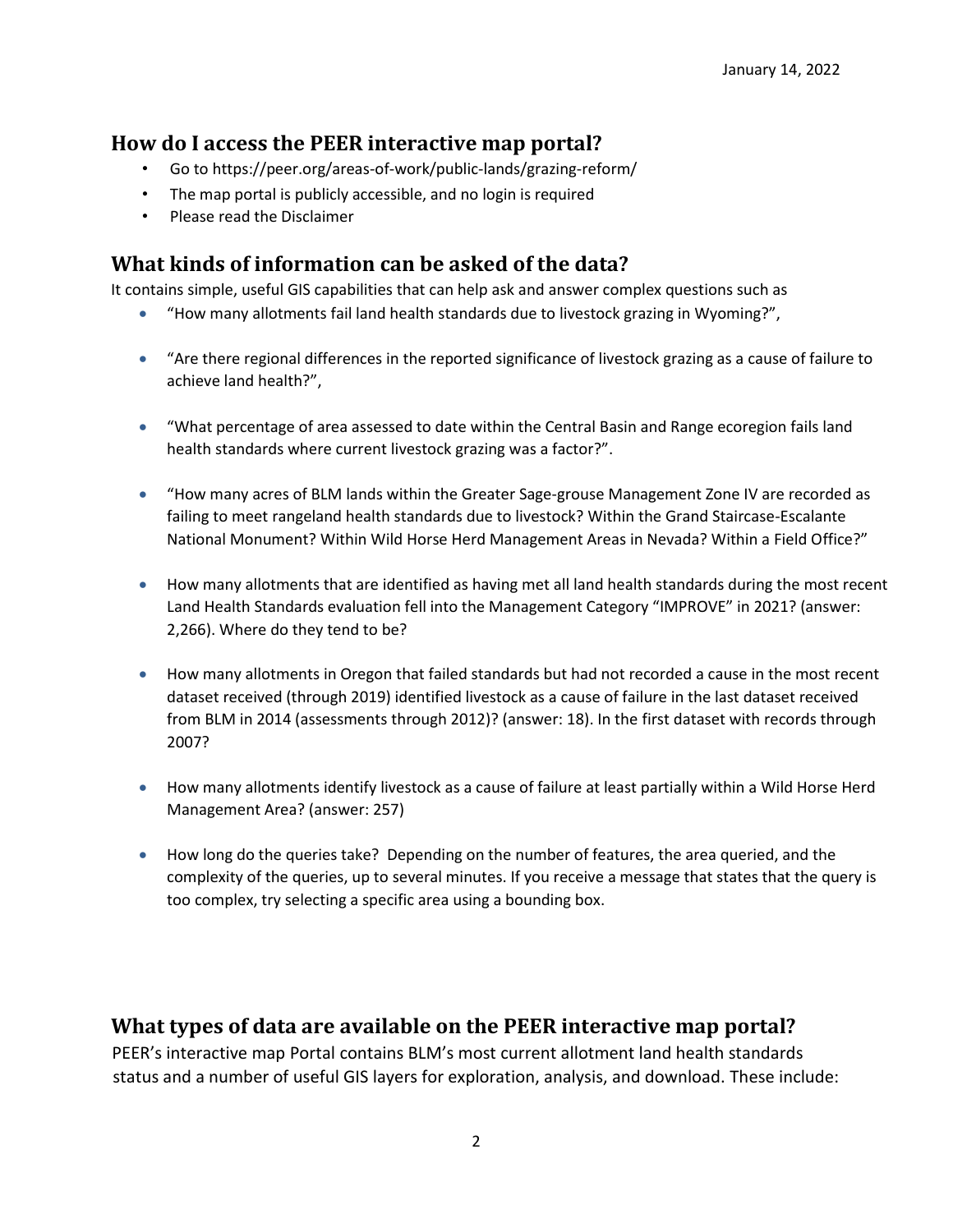## How do I access the PEER interactive map portal?

- Go to https://peer.org/areas-of-work/public-lands/grazing-reform/
- The map portal is publicly accessible, and no login is required
- Please read the Disclaimer

## What kinds of information can be asked of the data?

It contains simple, useful GIS capabilities that can help ask and answer complex questions such as

- "How many allotments fail land health standards due to livestock grazing in Wyoming?",
- "Are there regional differences in the reported significance of livestock grazing as a cause of failure to achieve land health?",
- "What percentage of area assessed to date within the Central Basin and Range ecoregion fails land health standards where current livestock grazing was a factor?".
- "How many acres of BLM lands within the Greater Sage-grouse Management Zone IV are recorded as failing to meet rangeland health standards due to livestock? Within the Grand Staircase-Escalante National Monument? Within Wild Horse Herd Management Areas in Nevada? Within a Field Office?"
- How many allotments that are identified as having met all land health standards during the most recent Land Health Standards evaluation fell into the Management Category "IMPROVE" in 2021? (answer: 2,266). Where do they tend to be?
- How many allotments in Oregon that failed standards but had not recorded a cause in the most recent dataset received (through 2019) identified livestock as a cause of failure in the last dataset received from BLM in 2014 (assessments through 2012)? (answer: 18). In the first dataset with records through 2007?
- How many allotments identify livestock as a cause of failure at least partially within a Wild Horse Herd Management Area? (answer: 257)
- How long do the queries take? Depending on the number of features, the area queried, and the complexity of the queries, up to several minutes. If you receive a message that states that the query is too complex, try selecting a specific area using a bounding box.

## What types of data are available on the PEER interactive map portal?

PEER's interactive map Portal contains BLM's most current allotment land health standards status and a number of useful GIS layers for exploration, analysis, and download. These include: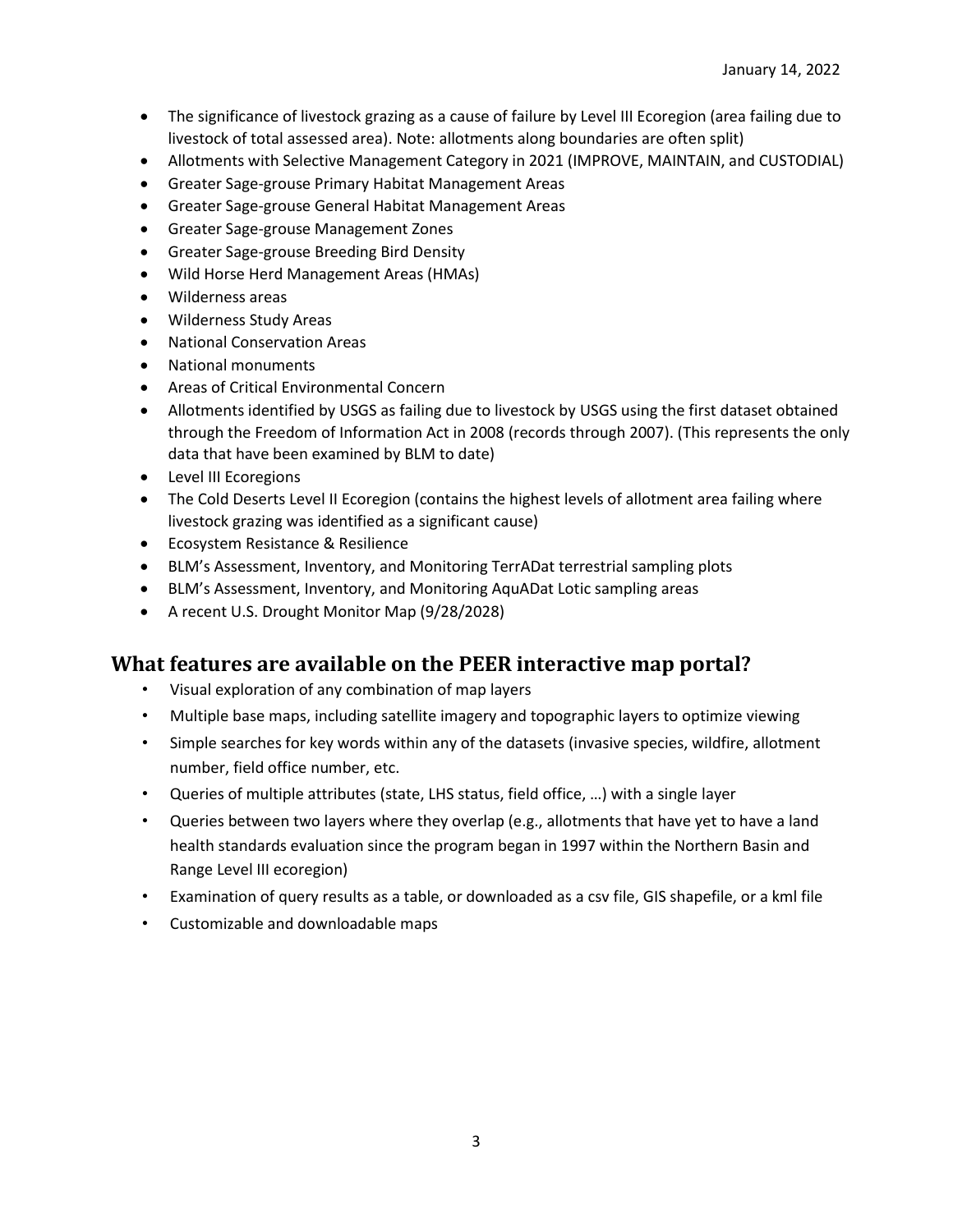- The significance of livestock grazing as a cause of failure by Level III Ecoregion (area failing due to livestock of total assessed area). Note: allotments along boundaries are often split)
- Allotments with Selective Management Category in 2021 (IMPROVE, MAINTAIN, and CUSTODIAL)
- Greater Sage-grouse Primary Habitat Management Areas
- Greater Sage-grouse General Habitat Management Areas
- Greater Sage-grouse Management Zones
- Greater Sage-grouse Breeding Bird Density
- Wild Horse Herd Management Areas (HMAs)
- Wilderness areas
- Wilderness Study Areas
- National Conservation Areas
- National monuments
- Areas of Critical Environmental Concern
- Allotments identified by USGS as failing due to livestock by USGS using the first dataset obtained through the Freedom of Information Act in 2008 (records through 2007). (This represents the only data that have been examined by BLM to date)
- Level III Ecoregions
- The Cold Deserts Level II Ecoregion (contains the highest levels of allotment area failing where livestock grazing was identified as a significant cause)
- Ecosystem Resistance & Resilience
- BLM's Assessment, Inventory, and Monitoring TerrADat terrestrial sampling plots
- BLM's Assessment, Inventory, and Monitoring AquADat Lotic sampling areas
- A recent U.S. Drought Monitor Map (9/28/2028)

## What features are available on the PEER interactive map portal?

- Visual exploration of any combination of map layers
- Multiple base maps, including satellite imagery and topographic layers to optimize viewing
- Simple searches for key words within any of the datasets (invasive species, wildfire, allotment number, field office number, etc.
- Queries of multiple attributes (state, LHS status, field office, …) with a single layer
- Queries between two layers where they overlap (e.g., allotments that have yet to have a land health standards evaluation since the program began in 1997 within the Northern Basin and Range Level III ecoregion)
- Examination of query results as a table, or downloaded as a csv file, GIS shapefile, or a kml file
- Customizable and downloadable maps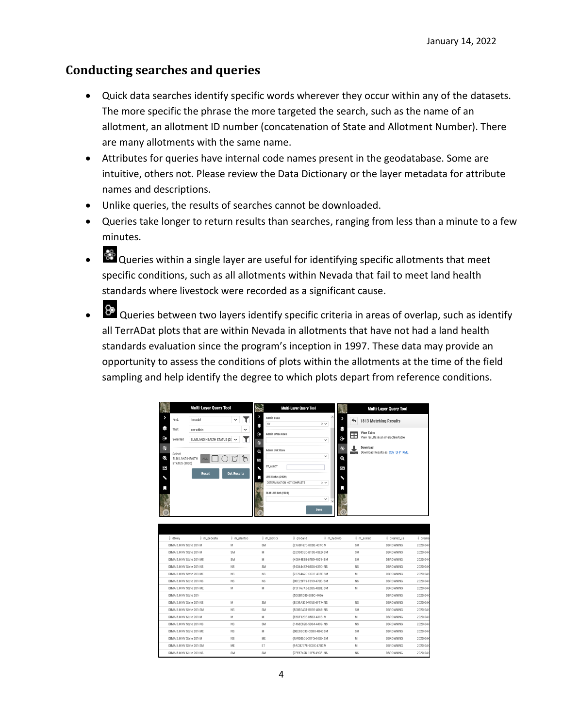## Conducting searches and queries

- Quick data searches identify specific words wherever they occur within any of the datasets. The more specific the phrase the more targeted the search, such as the name of an allotment, an allotment ID number (concatenation of State and Allotment Number). There are many allotments with the same name.
- Attributes for queries have internal code names present in the geodatabase. Some are intuitive, others not. Please review the Data Dictionary or the layer metadata for attribute names and descriptions.
- Unlike queries, the results of searches cannot be downloaded.
- Queries take longer to return results than searches, ranging from less than a minute to a few minutes.
- Queries within a single layer are useful for identifying specific allotments that meet specific conditions, such as all allotments within Nevada that fail to meet land health standards where livestock were recorded as a significant cause.
- Queries between two layers identify specific criteria in areas of overlap, such as identify all TerrADat plots that are within Nevada in allotments that have not had a land health standards evaluation since the program's inception in 1997. These data may provide an opportunity to assess the conditions of plots within the allotments at the time of the field sampling and help identify the degree to which plots depart from reference conditions.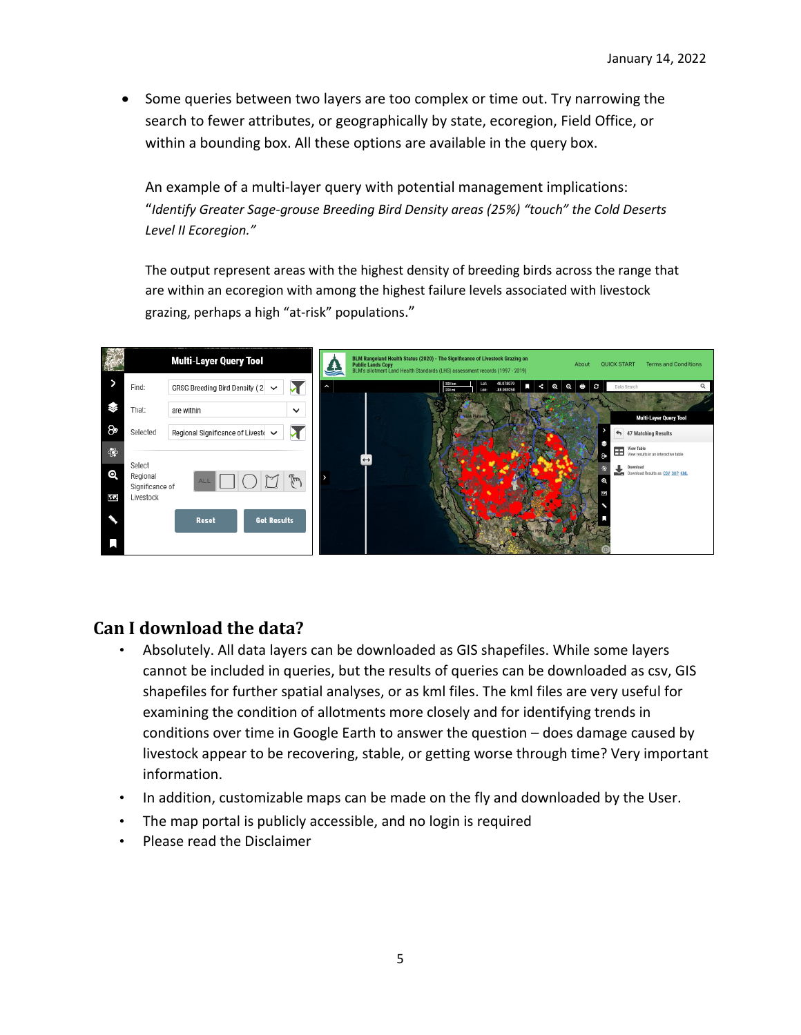- Some queries between two layers are too complex or time out. Try narrowing the search to fewer attributes, or geographically by state, ecoregion, Field Office, or within a bounding box. All these options are available in the query box.

  An example of a multi-layer query with potential management implications: "*Identify Greater Sage-grouse Breeding Bird Density areas (25%) "touch" the Cold Deserts Level II Ecoregion."*

  The output represent areas with the highest density of breeding birds across the range that are within an ecoregion with among the highest failure levels associated with livestock grazing, perhaps a high "at-risk" populations."

## Can I download the data?

- Absolutely. All data layers can be downloaded as GIS shapefiles. While some layers cannot be included in queries, but the results of queries can be downloaded as csv, GIS shapefiles for further spatial analyses, or as kml files. The kml files are very useful for examining the condition of allotments more closely and for identifying trends in conditions over time in Google Earth to answer the question – does damage caused by livestock appear to be recovering, stable, or getting worse through time? Very important information.
- In addition, customizable maps can be made on the fly and downloaded by the User.
- The map portal is publicly accessible, and no login is required
- Please read the Disclaimer